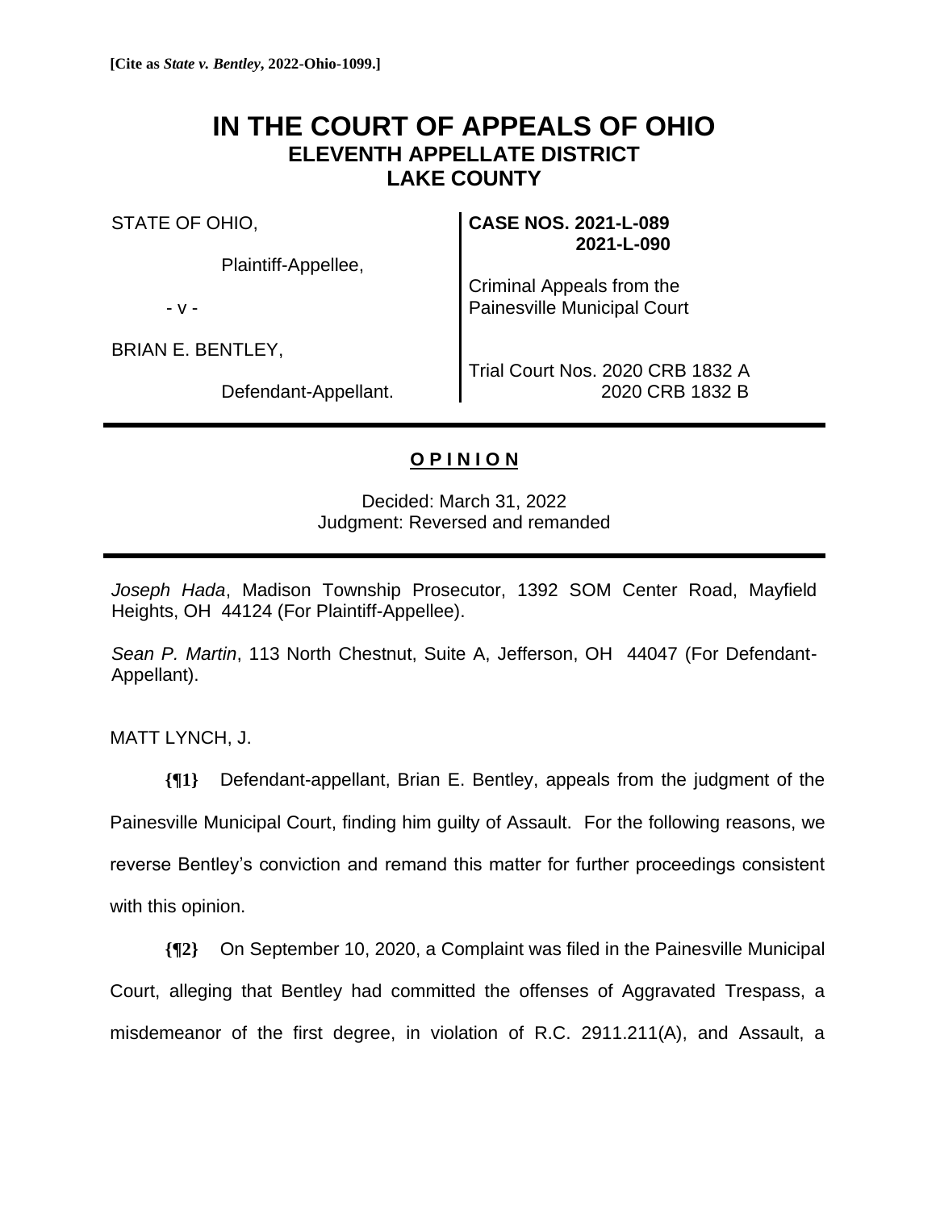**[Cite as *State v. Bentley*, 2022-Ohio-1099.]**

# IN THE COURT OF APPEALS OF OHIO
## ELEVENTH APPELLATE DISTRICT
## LAKE COUNTY

| | |
|---|---|
| STATE OF OHIO,<br><br>Plaintiff-Appellee,<br><br>- v -<br><br>BRIAN E. BENTLEY,<br><br>Defendant-Appellant. | **CASE NOS. 2021-L-089**<br>**2021-L-090**<br><br>Criminal Appeals from the Painesville Municipal Court<br><br>Trial Court Nos. 2020 CRB 1832 A<br>2020 CRB 1832 B |

**O P I N I O N**

Decided: March 31, 2022
Judgment: Reversed and remanded

*Joseph Hada*, Madison Township Prosecutor, 1392 SOM Center Road, Mayfield Heights, OH 44124 (For Plaintiff-Appellee).

*Sean P. Martin*, 113 North Chestnut, Suite A, Jefferson, OH 44047 (For Defendant-Appellant).

MATT LYNCH, J.

**{¶1}** Defendant-appellant, Brian E. Bentley, appeals from the judgment of the Painesville Municipal Court, finding him guilty of Assault. For the following reasons, we reverse Bentley's conviction and remand this matter for further proceedings consistent with this opinion.

**{¶2}** On September 10, 2020, a Complaint was filed in the Painesville Municipal Court, alleging that Bentley had committed the offenses of Aggravated Trespass, a misdemeanor of the first degree, in violation of R.C. 2911.211(A), and Assault, a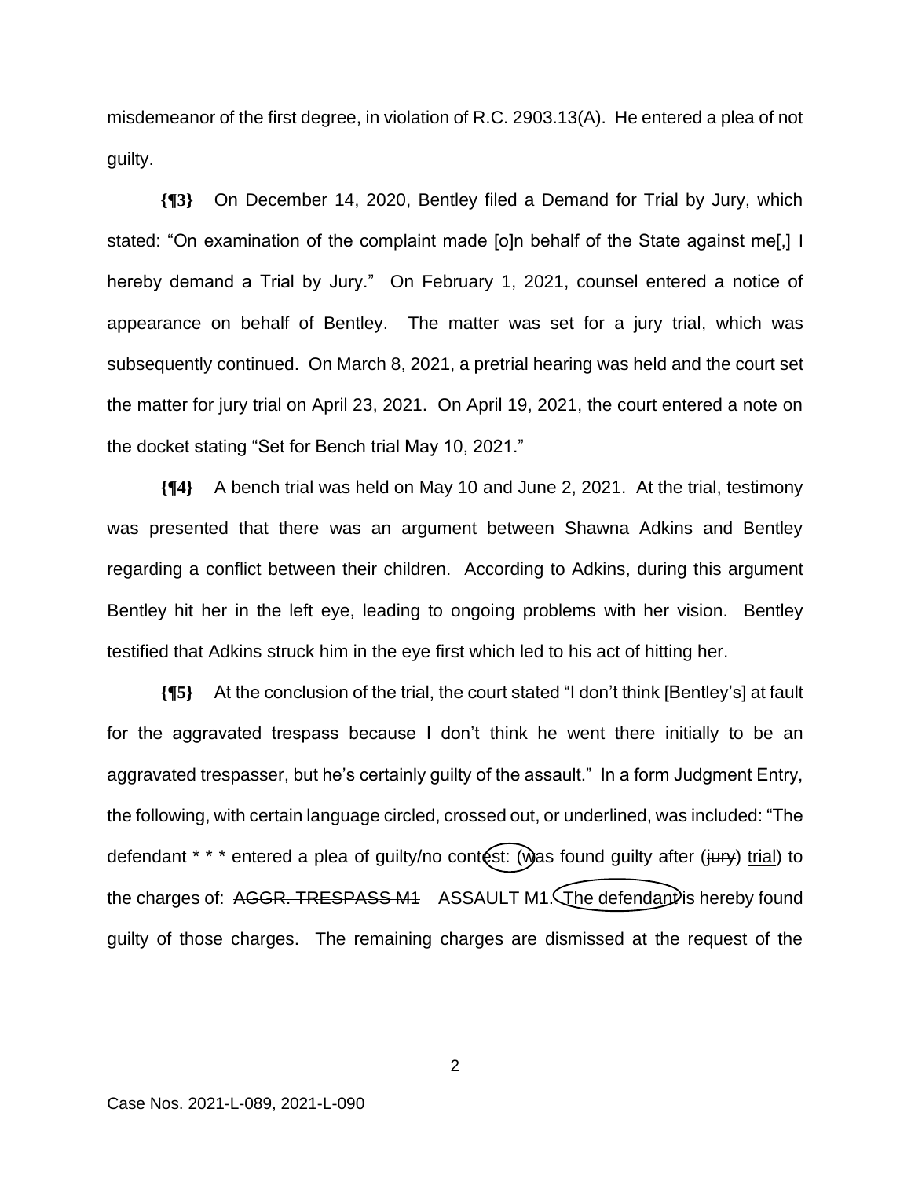misdemeanor of the first degree, in violation of R.C. 2903.13(A). He entered a plea of not guilty.

**{¶3}** On December 14, 2020, Bentley filed a Demand for Trial by Jury, which stated: "On examination of the complaint made [o]n behalf of the State against me[,] I hereby demand a Trial by Jury." On February 1, 2021, counsel entered a notice of appearance on behalf of Bentley. The matter was set for a jury trial, which was subsequently continued. On March 8, 2021, a pretrial hearing was held and the court set the matter for jury trial on April 23, 2021. On April 19, 2021, the court entered a note on the docket stating "Set for Bench trial May 10, 2021."

**{¶4}** A bench trial was held on May 10 and June 2, 2021. At the trial, testimony was presented that there was an argument between Shawna Adkins and Bentley regarding a conflict between their children. According to Adkins, during this argument Bentley hit her in the left eye, leading to ongoing problems with her vision. Bentley testified that Adkins struck him in the eye first which led to his act of hitting her.

**{¶5}** At the conclusion of the trial, the court stated "I don't think [Bentley's] at fault for the aggravated trespass because I don't think he went there initially to be an aggravated trespasser, but he's certainly guilty of the assault." In a form Judgment Entry, the following, with certain language circled, crossed out, or underlined, was included: "The defendant * * * entered a plea of guilty/no contest: (was found guilty after (~~jury~~) <u>trial</u>) to the charges of: ~~AGGR. TRESPASS M1~~ ASSAULT M1. The defendant is hereby found guilty of those charges. The remaining charges are dismissed at the request of the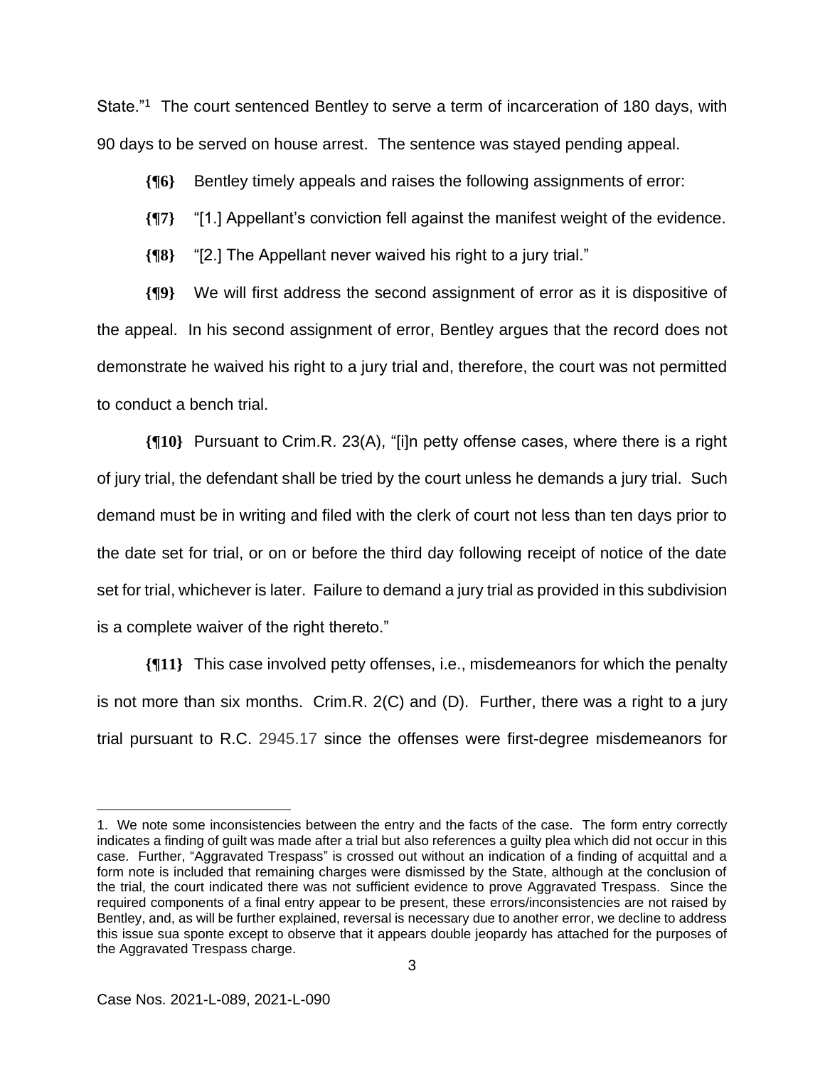State."[1] The court sentenced Bentley to serve a term of incarceration of 180 days, with 90 days to be served on house arrest. The sentence was stayed pending appeal.

**{¶6}** Bentley timely appeals and raises the following assignments of error:

**{¶7}** "[1.] Appellant's conviction fell against the manifest weight of the evidence.

**{¶8}** "[2.] The Appellant never waived his right to a jury trial."

**{¶9}** We will first address the second assignment of error as it is dispositive of the appeal. In his second assignment of error, Bentley argues that the record does not demonstrate he waived his right to a jury trial and, therefore, the court was not permitted to conduct a bench trial.

**{¶10}** Pursuant to Crim.R. 23(A), "[i]n petty offense cases, where there is a right of jury trial, the defendant shall be tried by the court unless he demands a jury trial. Such demand must be in writing and filed with the clerk of court not less than ten days prior to the date set for trial, or on or before the third day following receipt of notice of the date set for trial, whichever is later. Failure to demand a jury trial as provided in this subdivision is a complete waiver of the right thereto."

**{¶11}** This case involved petty offenses, i.e., misdemeanors for which the penalty is not more than six months. Crim.R. 2(C) and (D). Further, there was a right to a jury trial pursuant to R.C. 2945.17 since the offenses were first-degree misdemeanors for

---

1. We note some inconsistencies between the entry and the facts of the case. The form entry correctly indicates a finding of guilt was made after a trial but also references a guilty plea which did not occur in this case. Further, "Aggravated Trespass" is crossed out without an indication of a finding of acquittal and a form note is included that remaining charges were dismissed by the State, although at the conclusion of the trial, the court indicated there was not sufficient evidence to prove Aggravated Trespass. Since the required components of a final entry appear to be present, these errors/inconsistencies are not raised by Bentley, and, as will be further explained, reversal is necessary due to another error, we decline to address this issue sua sponte except to observe that it appears double jeopardy has attached for the purposes of the Aggravated Trespass charge.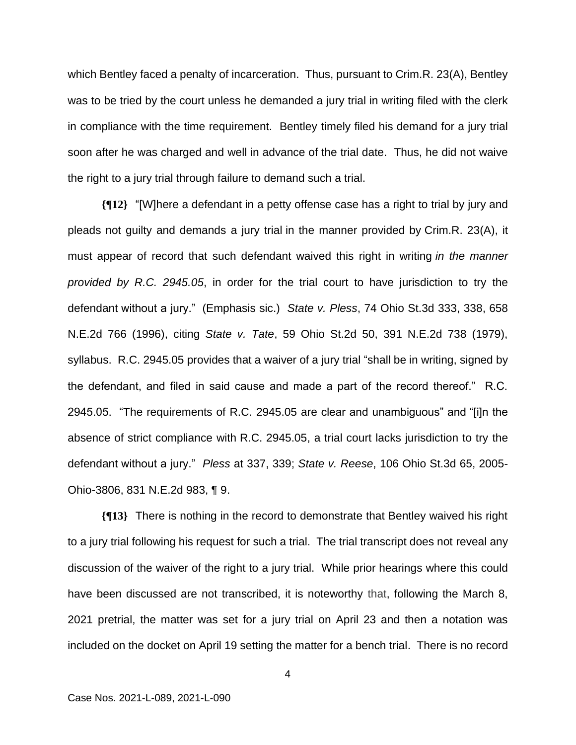which Bentley faced a penalty of incarceration. Thus, pursuant to Crim.R. 23(A), Bentley was to be tried by the court unless he demanded a jury trial in writing filed with the clerk in compliance with the time requirement. Bentley timely filed his demand for a jury trial soon after he was charged and well in advance of the trial date. Thus, he did not waive the right to a jury trial through failure to demand such a trial.

**{¶12}** "[W]here a defendant in a petty offense case has a right to trial by jury and pleads not guilty and demands a jury trial in the manner provided by Crim.R. 23(A), it must appear of record that such defendant waived this right in writing *in the manner provided by R.C. 2945.05*, in order for the trial court to have jurisdiction to try the defendant without a jury." (Emphasis sic.) *State v. Pless*, 74 Ohio St.3d 333, 338, 658 N.E.2d 766 (1996), citing *State v. Tate*, 59 Ohio St.2d 50, 391 N.E.2d 738 (1979), syllabus. R.C. 2945.05 provides that a waiver of a jury trial "shall be in writing, signed by the defendant, and filed in said cause and made a part of the record thereof." R.C. 2945.05. "The requirements of R.C. 2945.05 are clear and unambiguous" and "[i]n the absence of strict compliance with R.C. 2945.05, a trial court lacks jurisdiction to try the defendant without a jury." *Pless* at 337, 339; *State v. Reese*, 106 Ohio St.3d 65, 2005-Ohio-3806, 831 N.E.2d 983, ¶ 9.

**{¶13}** There is nothing in the record to demonstrate that Bentley waived his right to a jury trial following his request for such a trial. The trial transcript does not reveal any discussion of the waiver of the right to a jury trial. While prior hearings where this could have been discussed are not transcribed, it is noteworthy that, following the March 8, 2021 pretrial, the matter was set for a jury trial on April 23 and then a notation was included on the docket on April 19 setting the matter for a bench trial. There is no record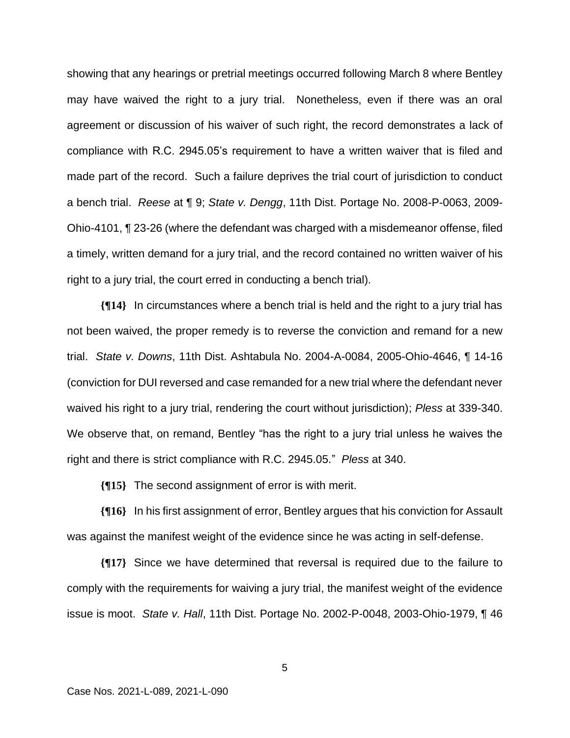showing that any hearings or pretrial meetings occurred following March 8 where Bentley may have waived the right to a jury trial. Nonetheless, even if there was an oral agreement or discussion of his waiver of such right, the record demonstrates a lack of compliance with R.C. 2945.05's requirement to have a written waiver that is filed and made part of the record. Such a failure deprives the trial court of jurisdiction to conduct a bench trial. *Reese* at ¶ 9; *State v. Dengg*, 11th Dist. Portage No. 2008-P-0063, 2009-Ohio-4101, ¶ 23-26 (where the defendant was charged with a misdemeanor offense, filed a timely, written demand for a jury trial, and the record contained no written waiver of his right to a jury trial, the court erred in conducting a bench trial).

**{¶14}** In circumstances where a bench trial is held and the right to a jury trial has not been waived, the proper remedy is to reverse the conviction and remand for a new trial. *State v. Downs*, 11th Dist. Ashtabula No. 2004-A-0084, 2005-Ohio-4646, ¶ 14-16 (conviction for DUI reversed and case remanded for a new trial where the defendant never waived his right to a jury trial, rendering the court without jurisdiction); *Pless* at 339-340. We observe that, on remand, Bentley "has the right to a jury trial unless he waives the right and there is strict compliance with R.C. 2945.05." *Pless* at 340.

**{¶15}** The second assignment of error is with merit.

**{¶16}** In his first assignment of error, Bentley argues that his conviction for Assault was against the manifest weight of the evidence since he was acting in self-defense.

**{¶17}** Since we have determined that reversal is required due to the failure to comply with the requirements for waiving a jury trial, the manifest weight of the evidence issue is moot. *State v. Hall*, 11th Dist. Portage No. 2002-P-0048, 2003-Ohio-1979, ¶ 46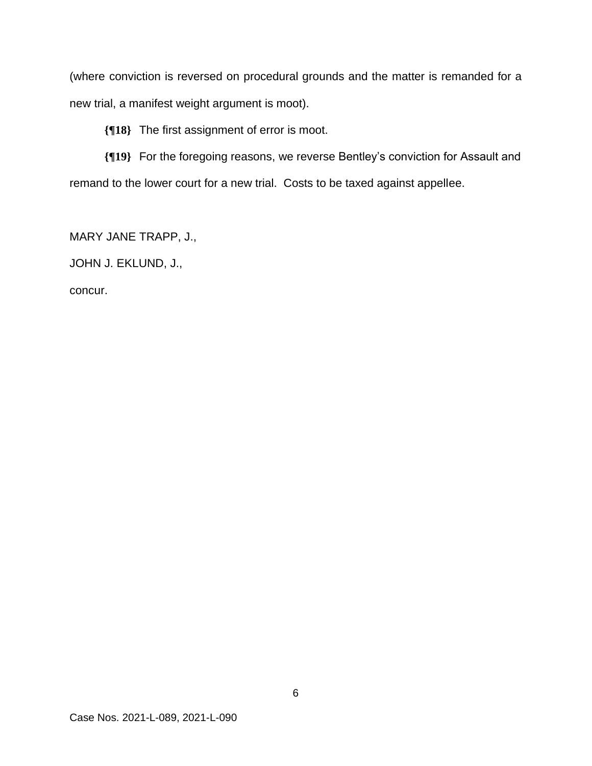(where conviction is reversed on procedural grounds and the matter is remanded for a new trial, a manifest weight argument is moot).

**{¶18}** The first assignment of error is moot.

**{¶19}** For the foregoing reasons, we reverse Bentley's conviction for Assault and remand to the lower court for a new trial. Costs to be taxed against appellee.

MARY JANE TRAPP, J.,

JOHN J. EKLUND, J.,

concur.